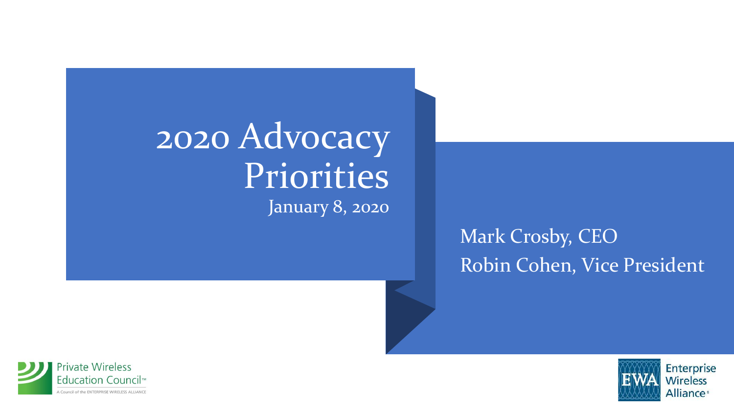# 2020 Advocacy Priorities

January 8, 2020

Mark Crosby, CEO

Robin Cohen, Vice President

Private Wireless Education Council™

A Council of the ENTERPRISE WIRELESS ALLIANCE

EWA Enterprise Wireless Alliance®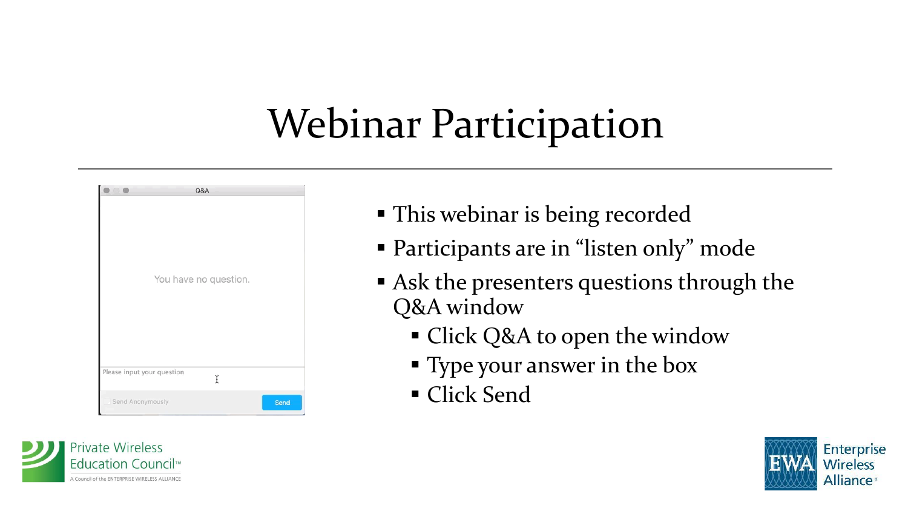# Webinar Participation

- This webinar is being recorded
- Participants are in “listen only” mode
- Ask the presenters questions through the Q&A window
  - Click Q&A to open the window
  - Type your answer in the box
  - Click Send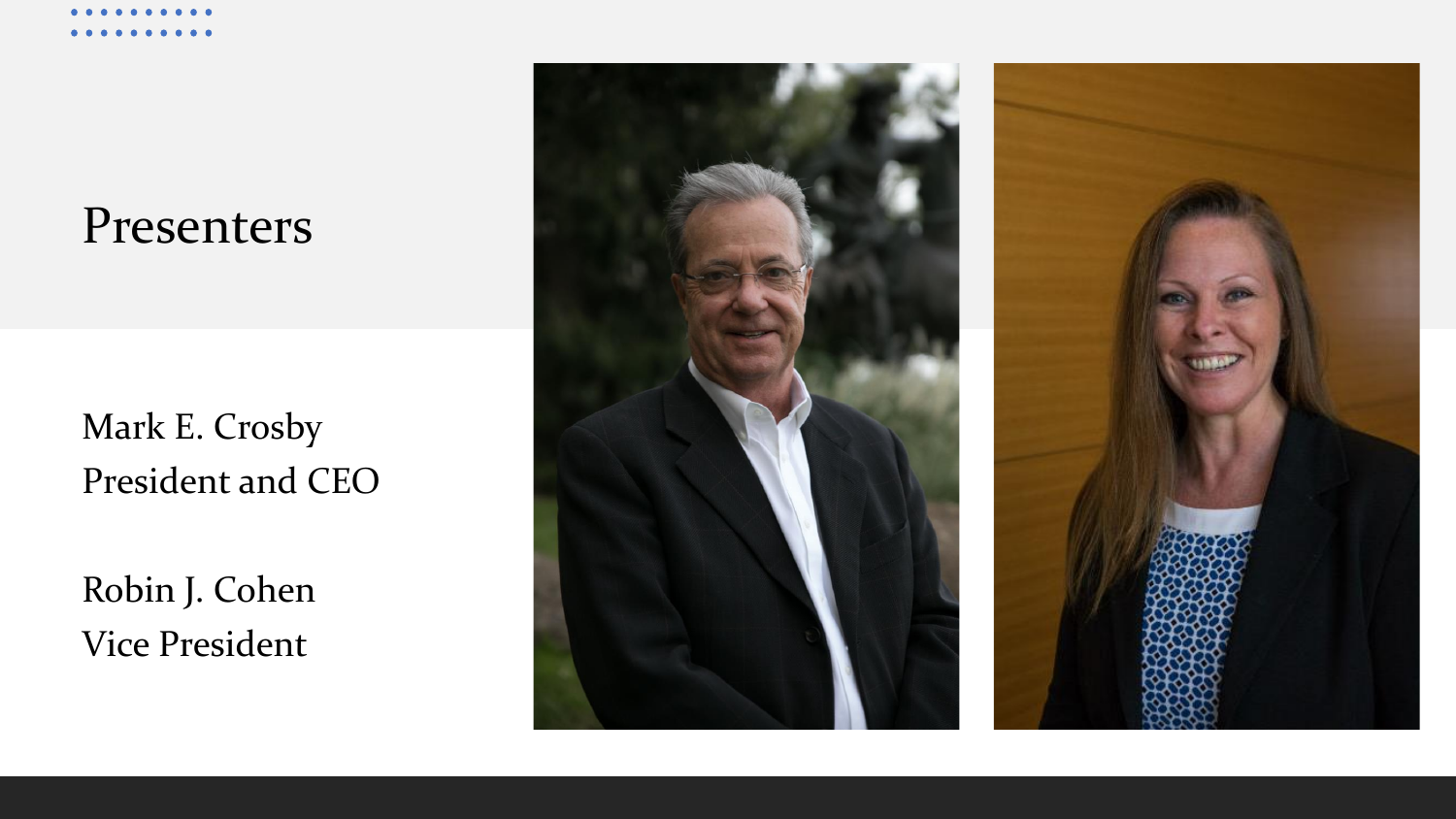# Presenters

Mark E. Crosby
President and CEO

Robin J. Cohen
Vice President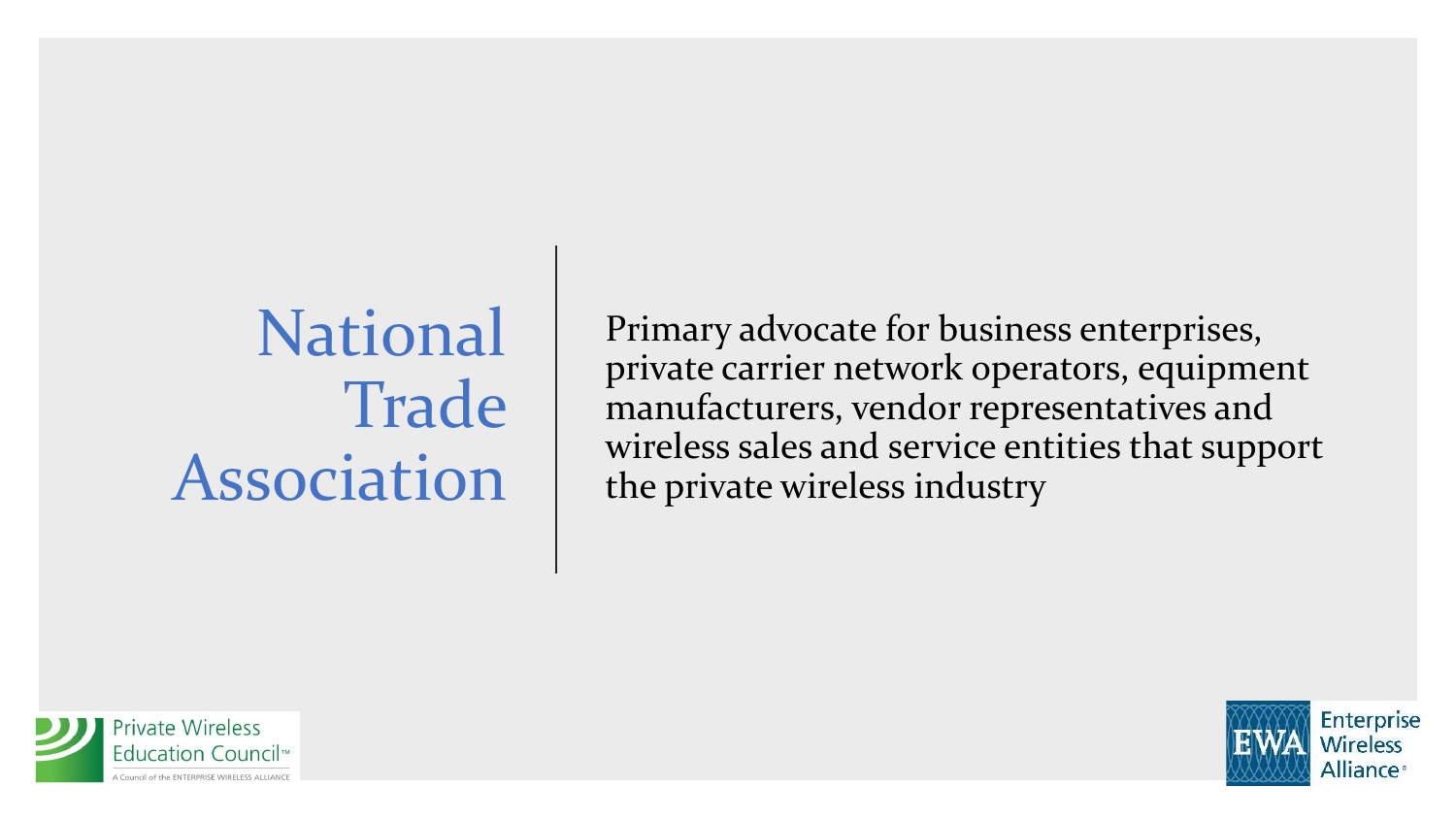# National Trade Association

Primary advocate for business enterprises, private carrier network operators, equipment manufacturers, vendor representatives and wireless sales and service entities that support the private wireless industry

Private Wireless Education Council™
A Council of the ENTERPRISE WIRELESS ALLIANCE

EWA Enterprise Wireless Alliance®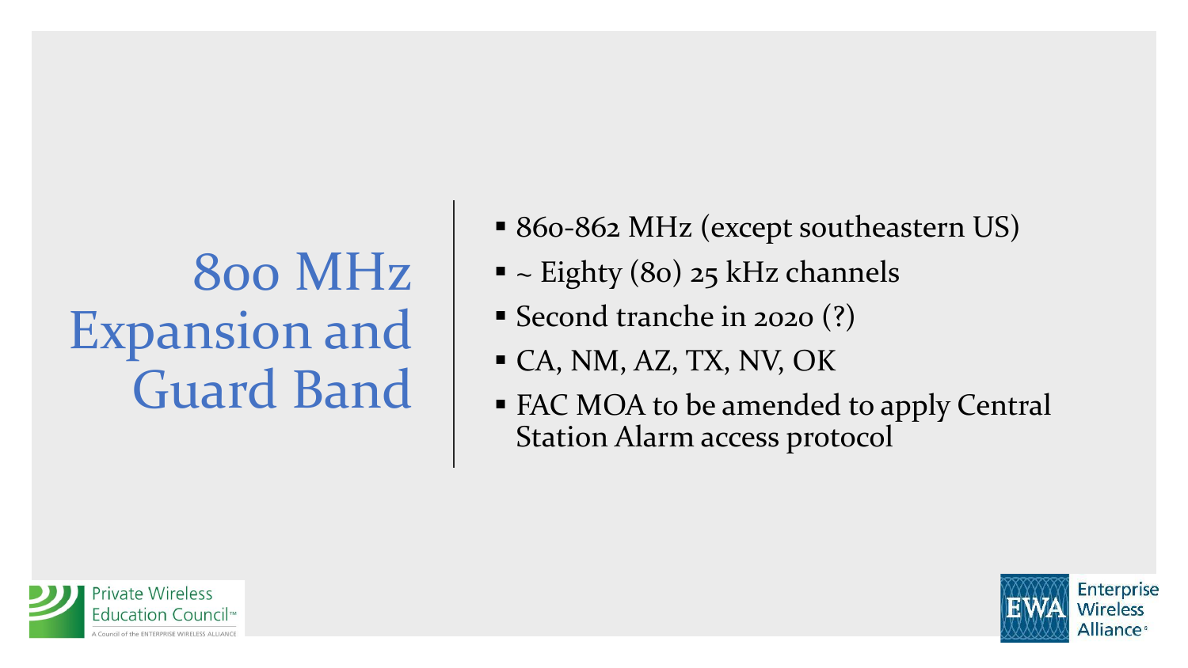# 800 MHz Expansion and Guard Band

- 860-862 MHz (except southeastern US)
- ~ Eighty (80) 25 kHz channels
- Second tranche in 2020 (?)
- CA, NM, AZ, TX, NV, OK
- FAC MOA to be amended to apply Central Station Alarm access protocol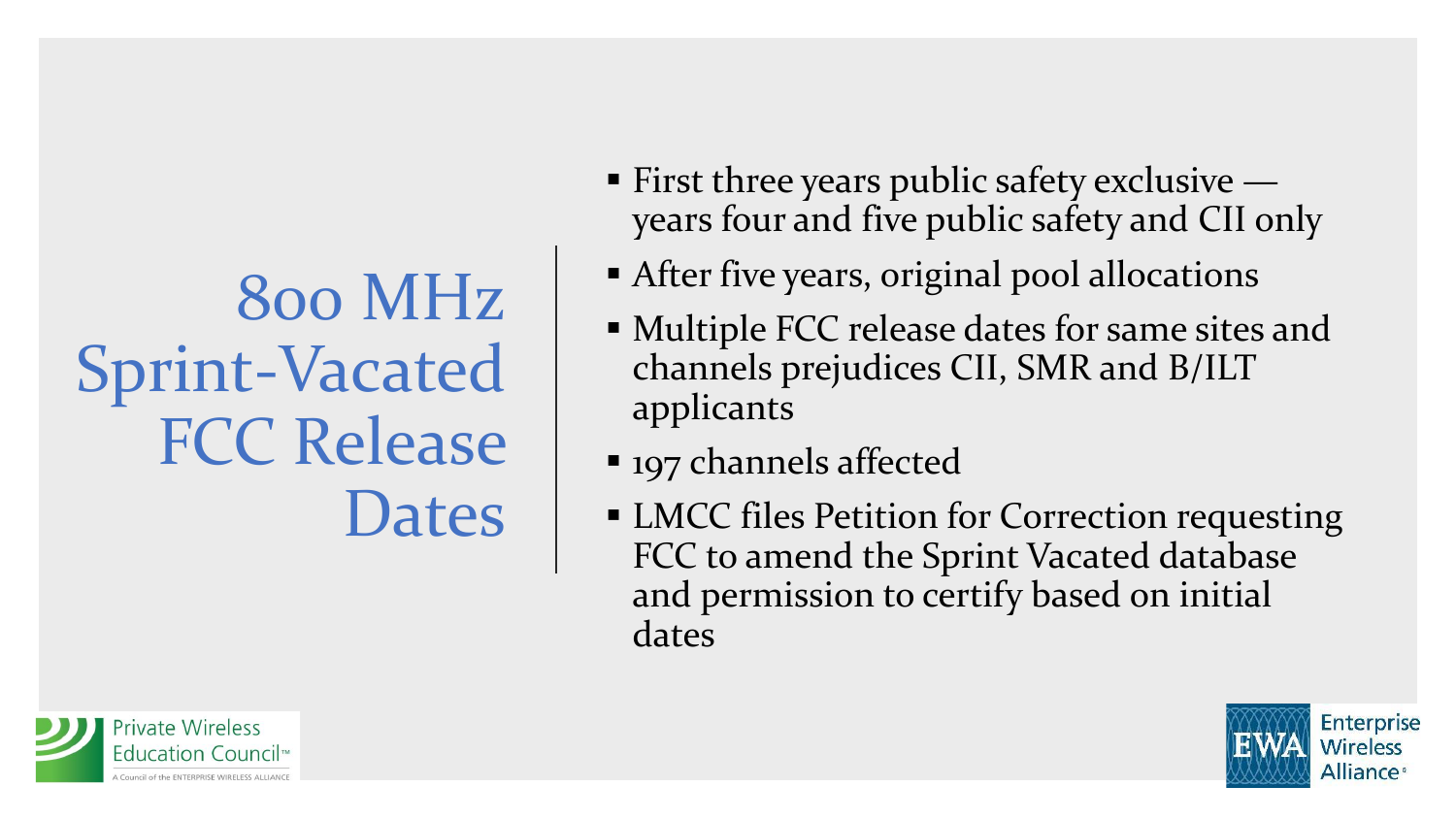# 800 MHz Sprint-Vacated FCC Release Dates

- First three years public safety exclusive — years four and five public safety and CII only
- After five years, original pool allocations
- Multiple FCC release dates for same sites and channels prejudices CII, SMR and B/ILT applicants
- 197 channels affected
- LMCC files Petition for Correction requesting FCC to amend the Sprint Vacated database and permission to certify based on initial dates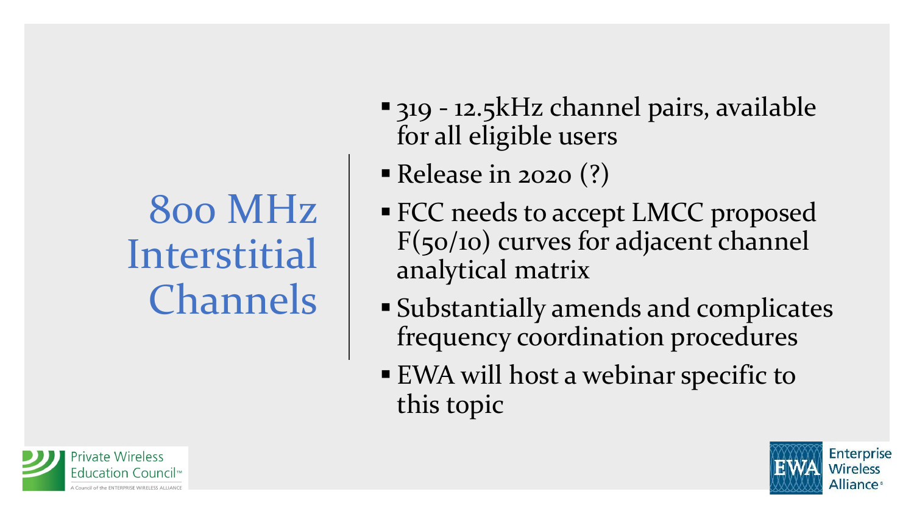# 800 MHz Interstitial Channels

- 319 - 12.5kHz channel pairs, available for all eligible users
- Release in 2020 (?)
- FCC needs to accept LMCC proposed F(50/10) curves for adjacent channel analytical matrix
- Substantially amends and complicates frequency coordination procedures
- EWA will host a webinar specific to this topic

Private Wireless Education Council™
A Council of the ENTERPRISE WIRELESS ALLIANCE

EWA Enterprise Wireless Alliance®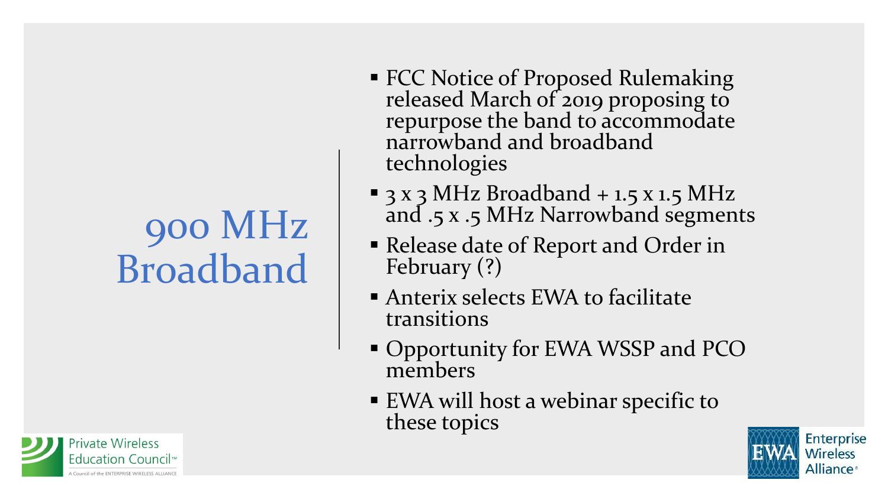# 900 MHz Broadband

- FCC Notice of Proposed Rulemaking released March of 2019 proposing to repurpose the band to accommodate narrowband and broadband technologies
- 3 x 3 MHz Broadband + 1.5 x 1.5 MHz and .5 x .5 MHz Narrowband segments
- Release date of Report and Order in February (?)
- Anterix selects EWA to facilitate transitions
- Opportunity for EWA WSSP and PCO members
- EWA will host a webinar specific to these topics

Private Wireless Education Council™
A Council of the ENTERPRISE WIRELESS ALLIANCE

EWA Enterprise Wireless Alliance®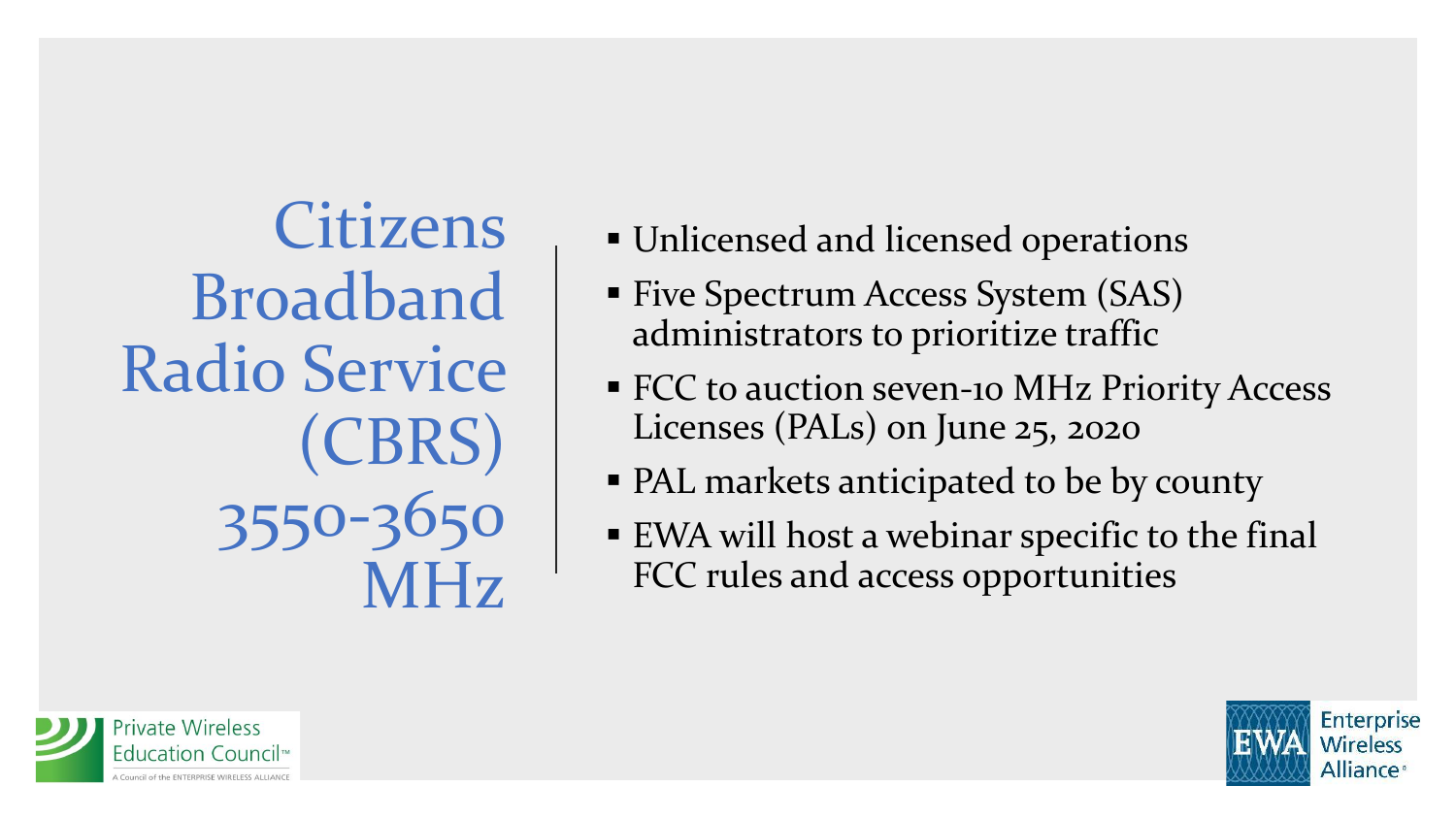# Citizens Broadband Radio Service (CBRS) 3550-3650 MHz

- Unlicensed and licensed operations
- Five Spectrum Access System (SAS) administrators to prioritize traffic
- FCC to auction seven-10 MHz Priority Access Licenses (PALs) on June 25, 2020
- PAL markets anticipated to be by county
- EWA will host a webinar specific to the final FCC rules and access opportunities

Private Wireless Education Council™
A Council of the ENTERPRISE WIRELESS ALLIANCE

EWA Enterprise Wireless Alliance®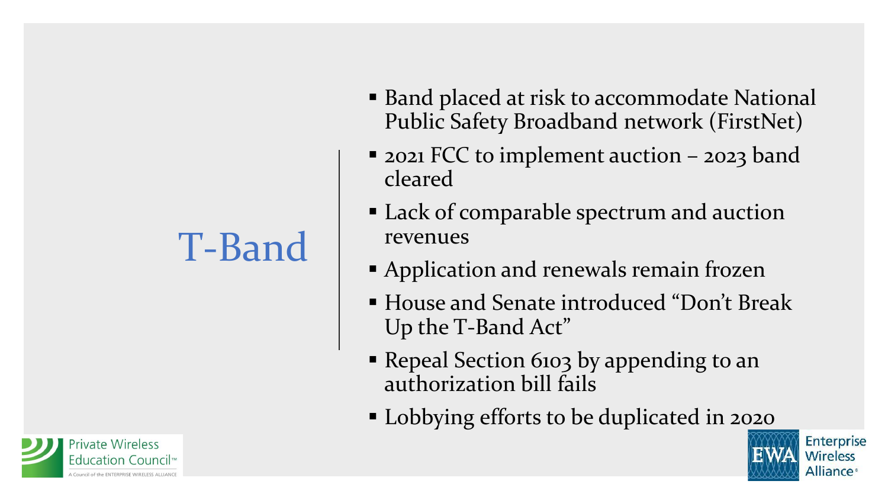# T-Band

- Band placed at risk to accommodate National Public Safety Broadband network (FirstNet)
- 2021 FCC to implement auction – 2023 band cleared
- Lack of comparable spectrum and auction revenues
- Application and renewals remain frozen
- House and Senate introduced "Don't Break Up the T-Band Act"
- Repeal Section 6103 by appending to an authorization bill fails
- Lobbying efforts to be duplicated in 2020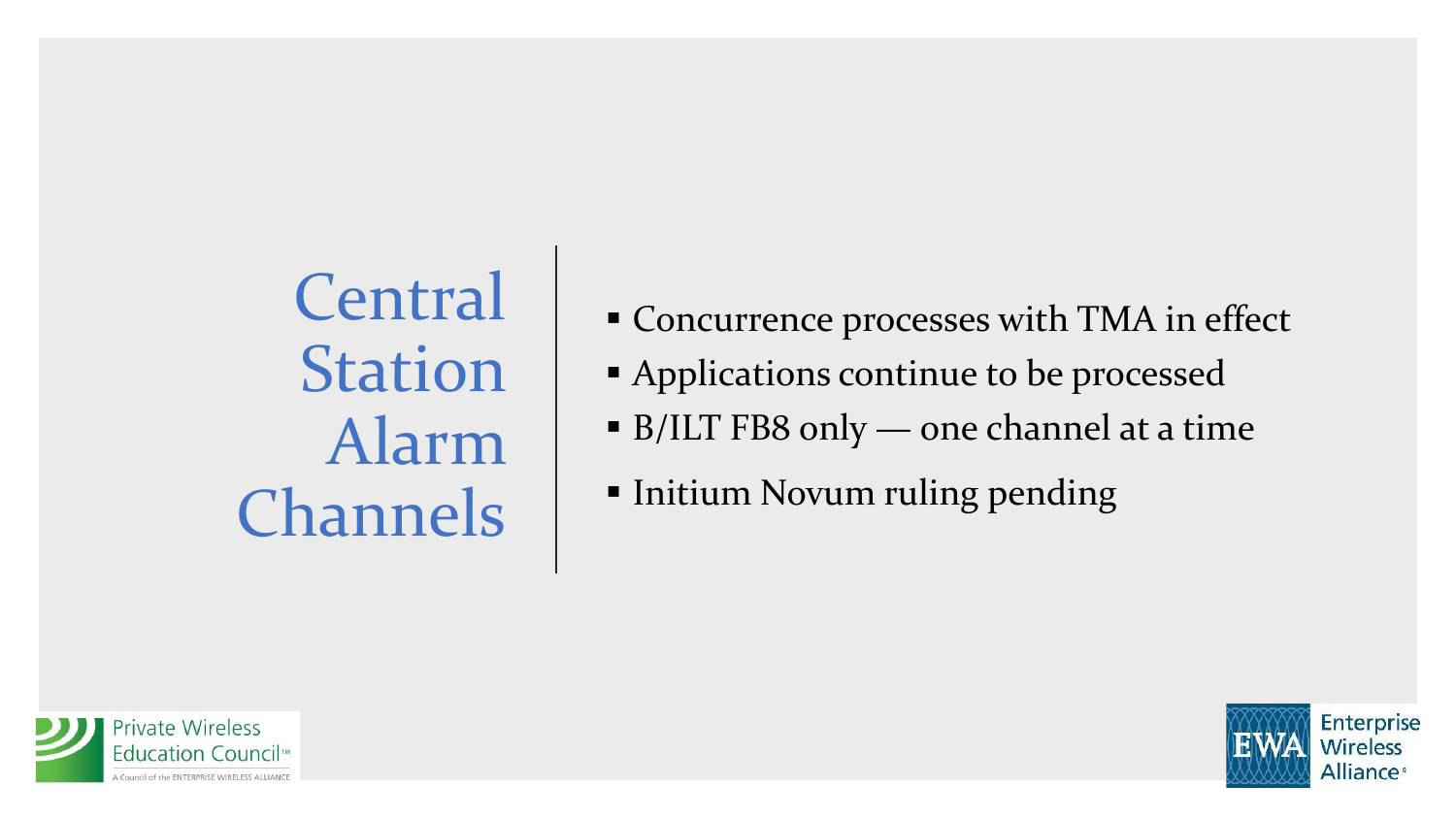# Central Station Alarm Channels

- Concurrence processes with TMA in effect
- Applications continue to be processed
- B/ILT FB8 only — one channel at a time
- Initium Novum ruling pending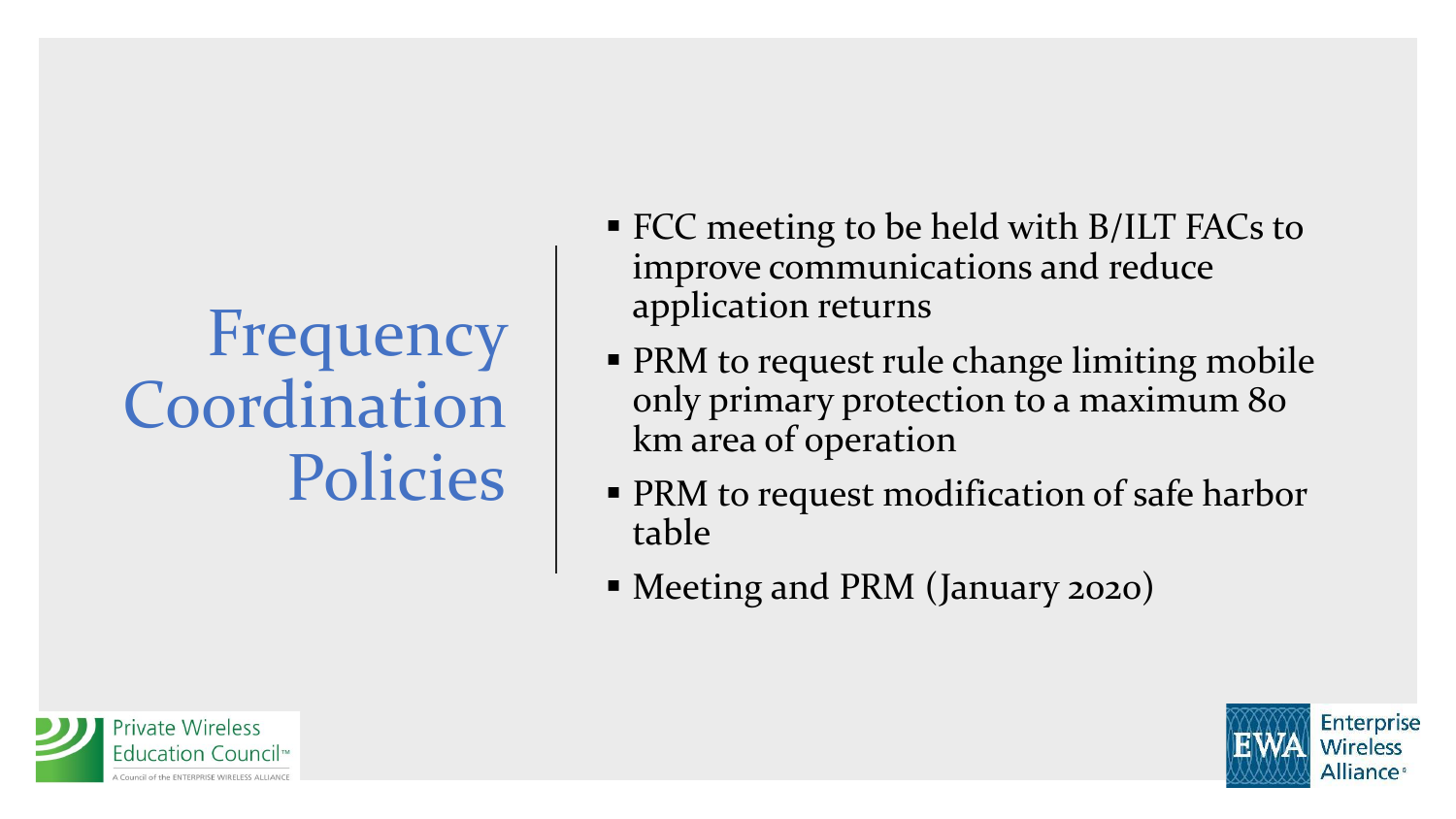# Frequency Coordination Policies

- FCC meeting to be held with B/ILT FACs to improve communications and reduce application returns
- PRM to request rule change limiting mobile only primary protection to a maximum 80 km area of operation
- PRM to request modification of safe harbor table
- Meeting and PRM (January 2020)

Private Wireless Education Council™
A Council of the ENTERPRISE WIRELESS ALLIANCE

EWA Enterprise Wireless Alliance®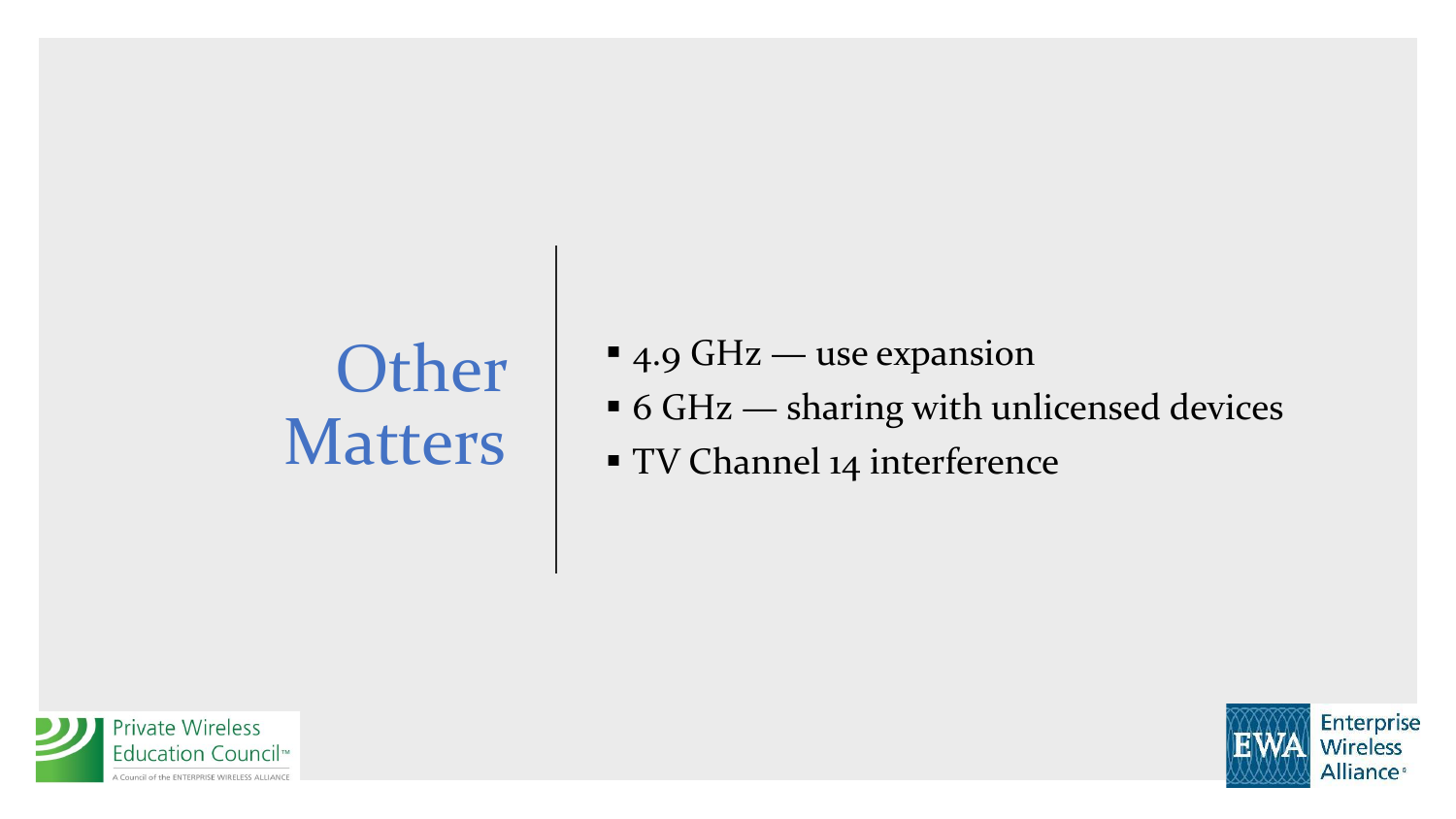# Other Matters

- 4.9 GHz — use expansion
- 6 GHz — sharing with unlicensed devices
- TV Channel 14 interference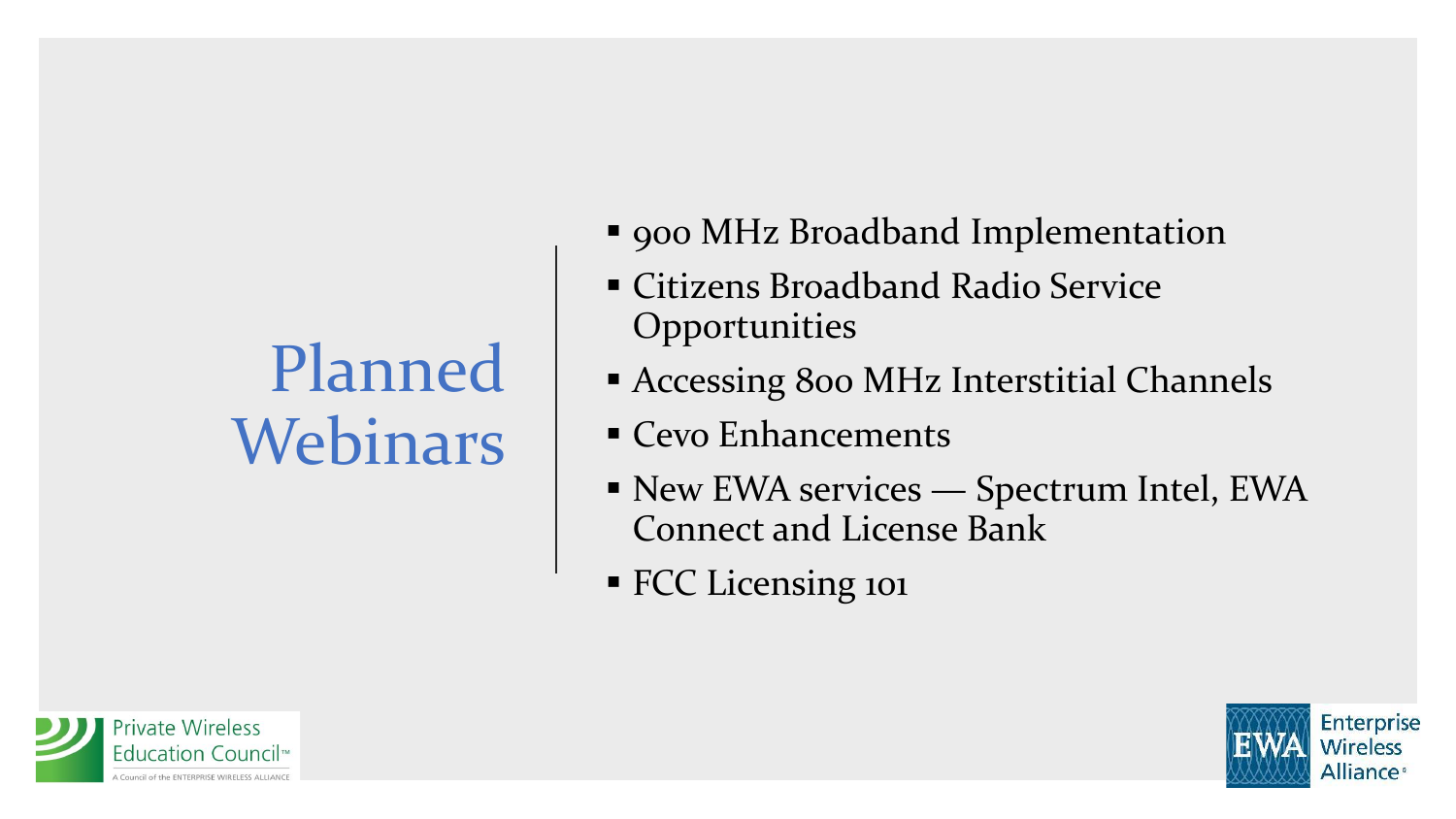# Planned Webinars

- 900 MHz Broadband Implementation
- Citizens Broadband Radio Service Opportunities
- Accessing 800 MHz Interstitial Channels
- Cevo Enhancements
- New EWA services — Spectrum Intel, EWA Connect and License Bank
- FCC Licensing 101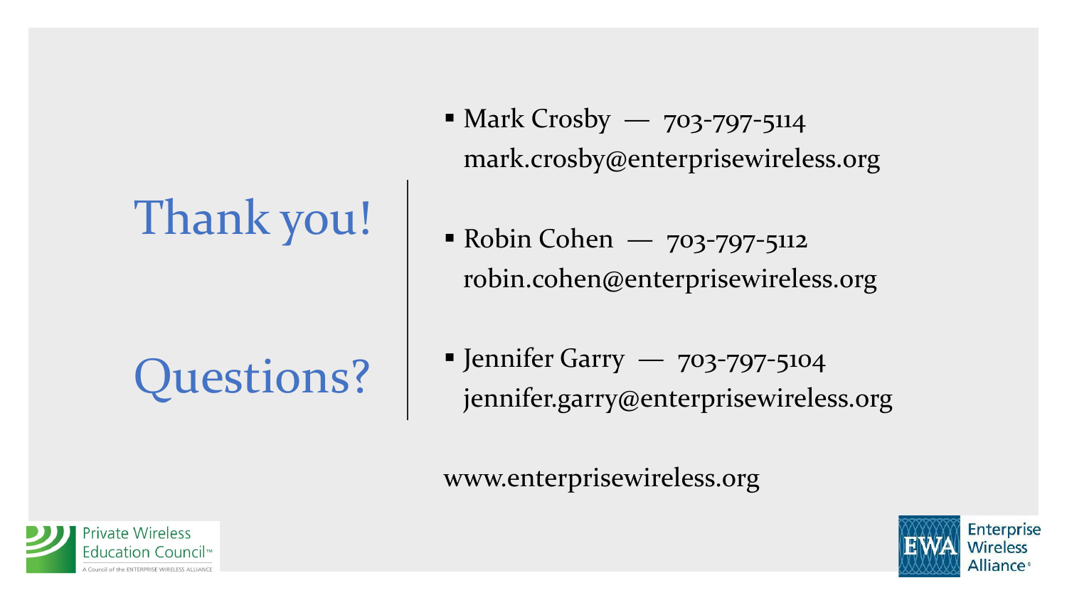# Thank you!

# Questions?

- Mark Crosby — 703-797-5114
  mark.crosby@enterprisewireless.org

- Robin Cohen — 703-797-5112
  robin.cohen@enterprisewireless.org

- Jennifer Garry — 703-797-5104
  jennifer.garry@enterprisewireless.org

www.enterprisewireless.org

Private Wireless Education Council™
A Council of the ENTERPRISE WIRELESS ALLIANCE

EWA Enterprise Wireless Alliance®